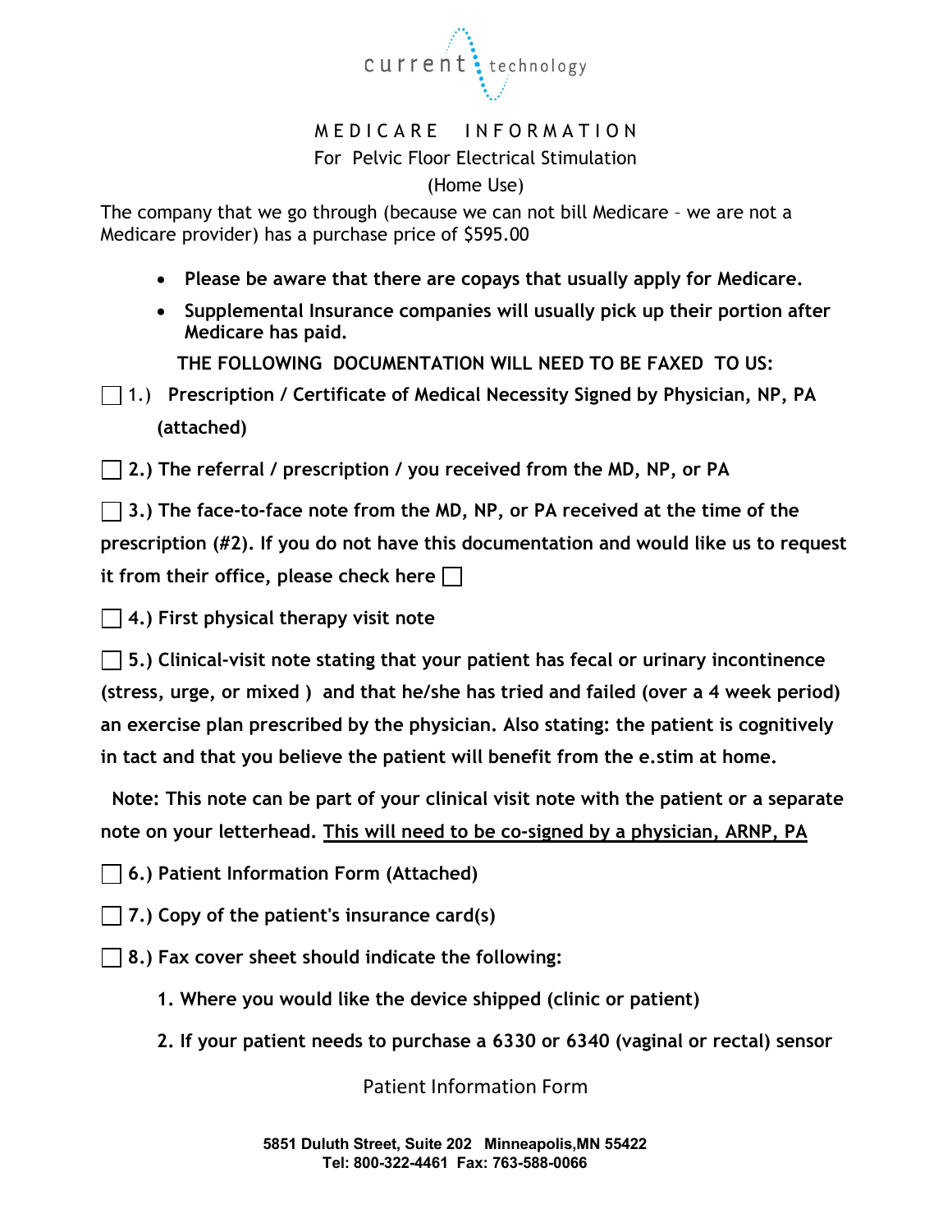current technology

# MEDICARE INFORMATION

## For Pelvic Floor Electrical Stimulation

## (Home Use)

The company that we go through (because we can not bill Medicare – we are not a Medicare provider) has a purchase price of $595.00

- **Please be aware that there are copays that usually apply for Medicare.**
- **Supplemental Insurance companies will usually pick up their portion after Medicare has paid.**

**THE FOLLOWING DOCUMENTATION WILL NEED TO BE FAXED TO US:**

☐ 1.) **Prescription / Certificate of Medical Necessity Signed by Physician, NP, PA (attached)**

☐ **2.) The referral / prescription / you received from the MD, NP, or PA**

☐ **3.) The face-to-face note from the MD, NP, or PA received at the time of the prescription (#2). If you do not have this documentation and would like us to request it from their office, please check here** ☐

☐ **4.) First physical therapy visit note**

☐ **5.) Clinical-visit note stating that your patient has fecal or urinary incontinence (stress, urge, or mixed ) and that he/she has tried and failed (over a 4 week period) an exercise plan prescribed by the physician. Also stating: the patient is cognitively in tact and that you believe the patient will benefit from the e.stim at home.**

**Note: This note can be part of your clinical visit note with the patient or a separate note on your letterhead. <u>This will need to be co-signed by a physician, ARNP, PA</u>**

☐ **6.) Patient Information Form (Attached)**

☐ **7.) Copy of the patient's insurance card(s)**

☐ **8.) Fax cover sheet should indicate the following:**

1. **Where you would like the device shipped (clinic or patient)**
2. **If your patient needs to purchase a 6330 or 6340 (vaginal or rectal) sensor**

Patient Information Form

**5851 Duluth Street, Suite 202 Minneapolis,MN 55422**
**Tel: 800-322-4461 Fax: 763-588-0066**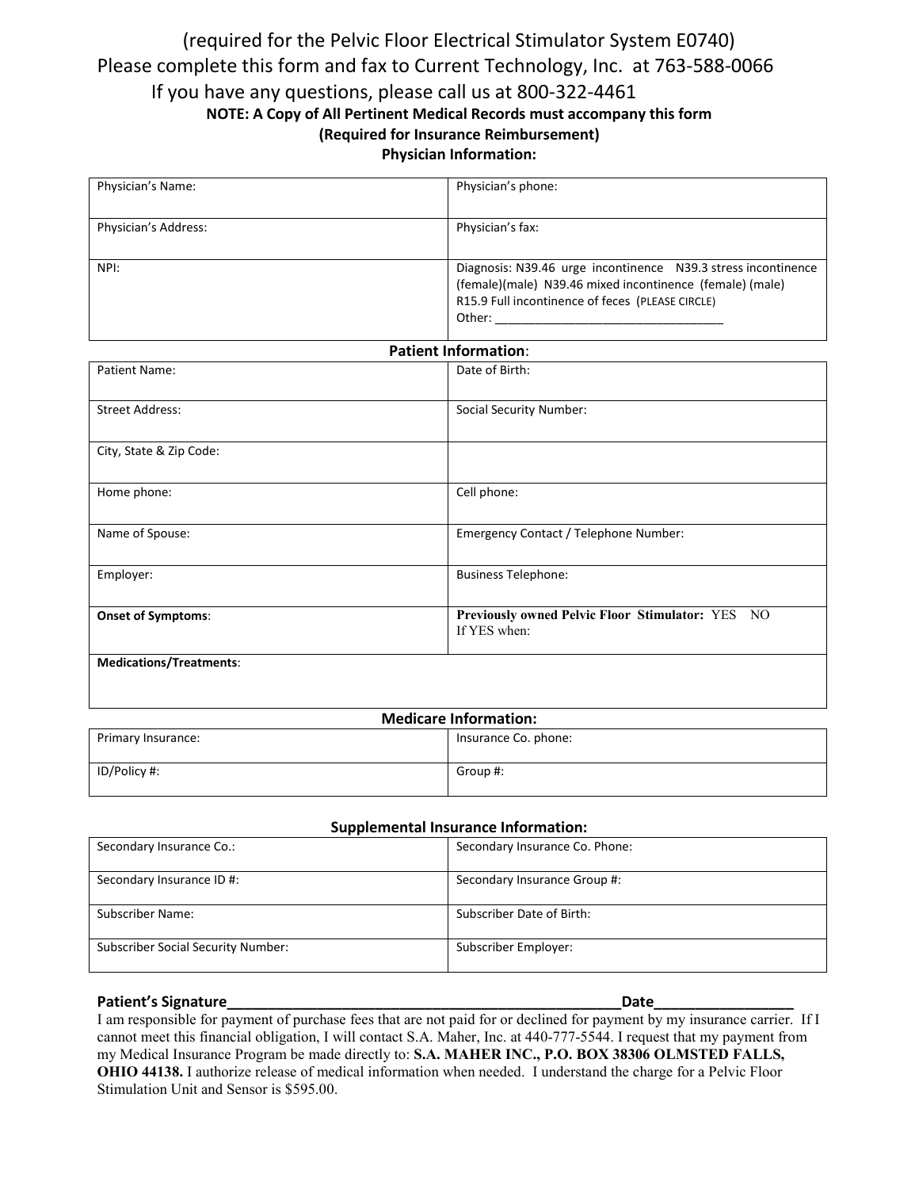(required for the Pelvic Floor Electrical Stimulator System E0740)
Please complete this form and fax to Current Technology, Inc. at 763-588-0066
If you have any questions, please call us at 800-322-4461

**NOTE: A Copy of All Pertinent Medical Records must accompany this form**
**(Required for Insurance Reimbursement)**

**Physician Information:**

| Physician's Name: | Physician's phone: |
|---|---|
| Physician's Address: | Physician's fax: |
| NPI: | Diagnosis: N39.46 urge incontinence N39.3 stress incontinence (female)(male) N39.46 mixed incontinence (female) (male) R15.9 Full incontinence of feces (PLEASE CIRCLE) Other: ___________________________________ |

**Patient Information**:

| Patient Name: | Date of Birth: |
|---|---|
| Street Address: | Social Security Number: |
| City, State & Zip Code: | |
| Home phone: | Cell phone: |
| Name of Spouse: | Emergency Contact / Telephone Number: |
| Employer: | Business Telephone: |
| **Onset of Symptoms**: | **Previously owned Pelvic Floor Stimulator:** YES NO If YES when: |
| **Medications/Treatments**: | |

**Medicare Information:**

| Primary Insurance: | Insurance Co. phone: |
|---|---|
| ID/Policy #: | Group #: |

**Supplemental Insurance Information:**

| Secondary Insurance Co.: | Secondary Insurance Co. Phone: |
|---|---|
| Secondary Insurance ID #: | Secondary Insurance Group #: |
| Subscriber Name: | Subscriber Date of Birth: |
| Subscriber Social Security Number: | Subscriber Employer: |

**Patient's Signature**___________________________________________________**Date**_________________

I am responsible for payment of purchase fees that are not paid for or declined for payment by my insurance carrier. If I cannot meet this financial obligation, I will contact S.A. Maher, Inc. at 440-777-5544. I request that my payment from my Medical Insurance Program be made directly to: **S.A. MAHER INC., P.O. BOX 38306 OLMSTED FALLS, OHIO 44138.** I authorize release of medical information when needed. I understand the charge for a Pelvic Floor Stimulation Unit and Sensor is $595.00.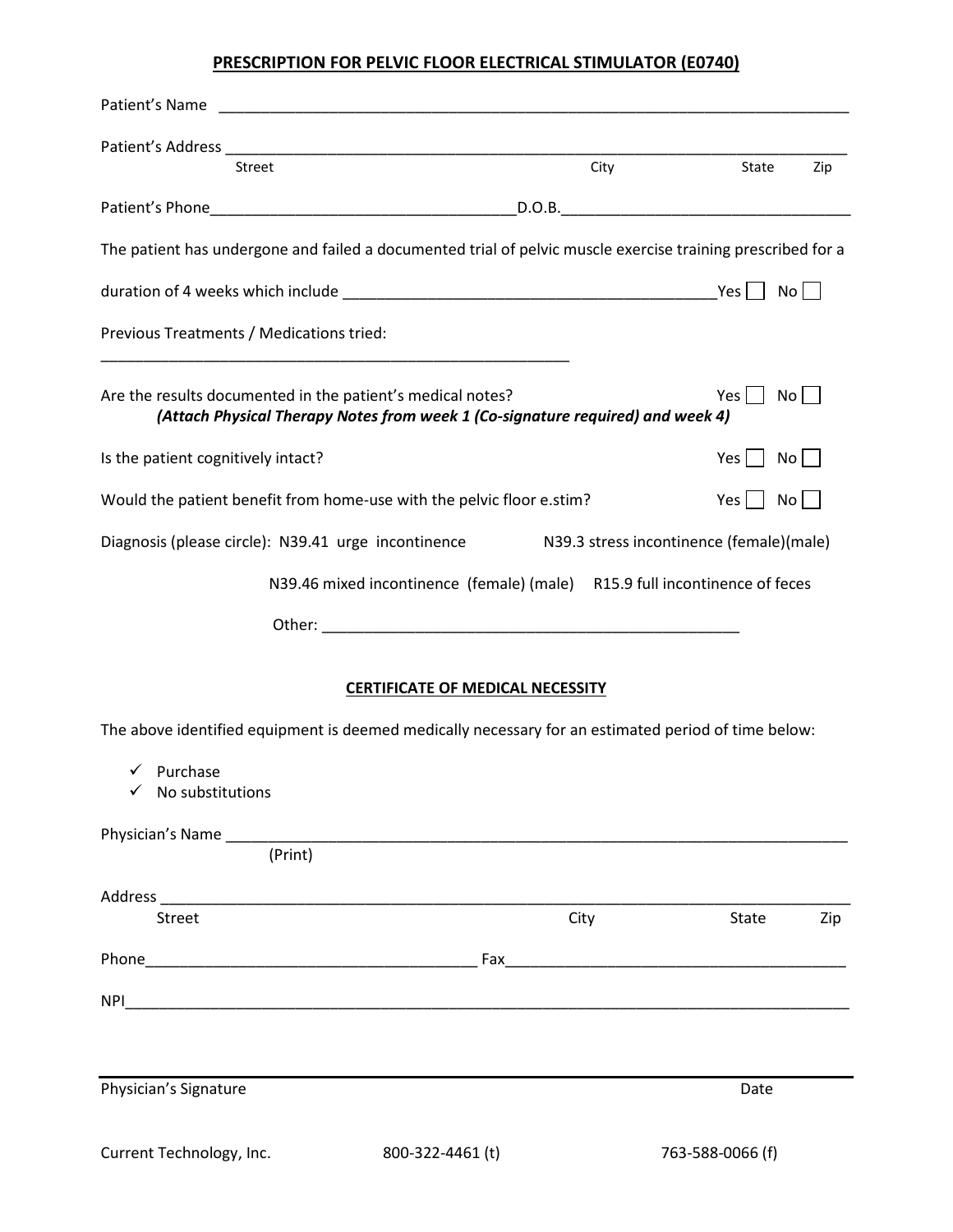## PRESCRIPTION FOR PELVIC FLOOR ELECTRICAL STIMULATOR (E0740)

Patient's Name ___________________________________________________________________________

Patient's Address _________________________________________________________________________
Street City State Zip

Patient's Phone___________________________________D.O.B.________________________________

The patient has undergone and failed a documented trial of pelvic muscle exercise training prescribed for a duration of 4 weeks which include __________________________________________Yes ☐ No ☐

Previous Treatments / Medications tried:

________________________________________________________

Are the results documented in the patient's medical notes? Yes ☐ No ☐
***(Attach Physical Therapy Notes from week 1 (Co-signature required) and week 4)***

Is the patient cognitively intact? Yes ☐ No ☐

Would the patient benefit from home-use with the pelvic floor e.stim? Yes ☐ No ☐

Diagnosis (please circle): N39.41 urge incontinence N39.3 stress incontinence (female)(male)

N39.46 mixed incontinence (female) (male) R15.9 full incontinence of feces

Other: ________________________________________________

## CERTIFICATE OF MEDICAL NECESSITY

The above identified equipment is deemed medically necessary for an estimated period of time below:

- ✓ Purchase
- ✓ No substitutions

Physician's Name ___________________________________________________________________________
(Print)

Address ___________________________________________________________________________________
Street City State Zip

Phone_______________________________________ Fax________________________________________

NPI_______________________________________________________________________________________

Physician's Signature Date

Current Technology, Inc. 800-322-4461 (t) 763-588-0066 (f)